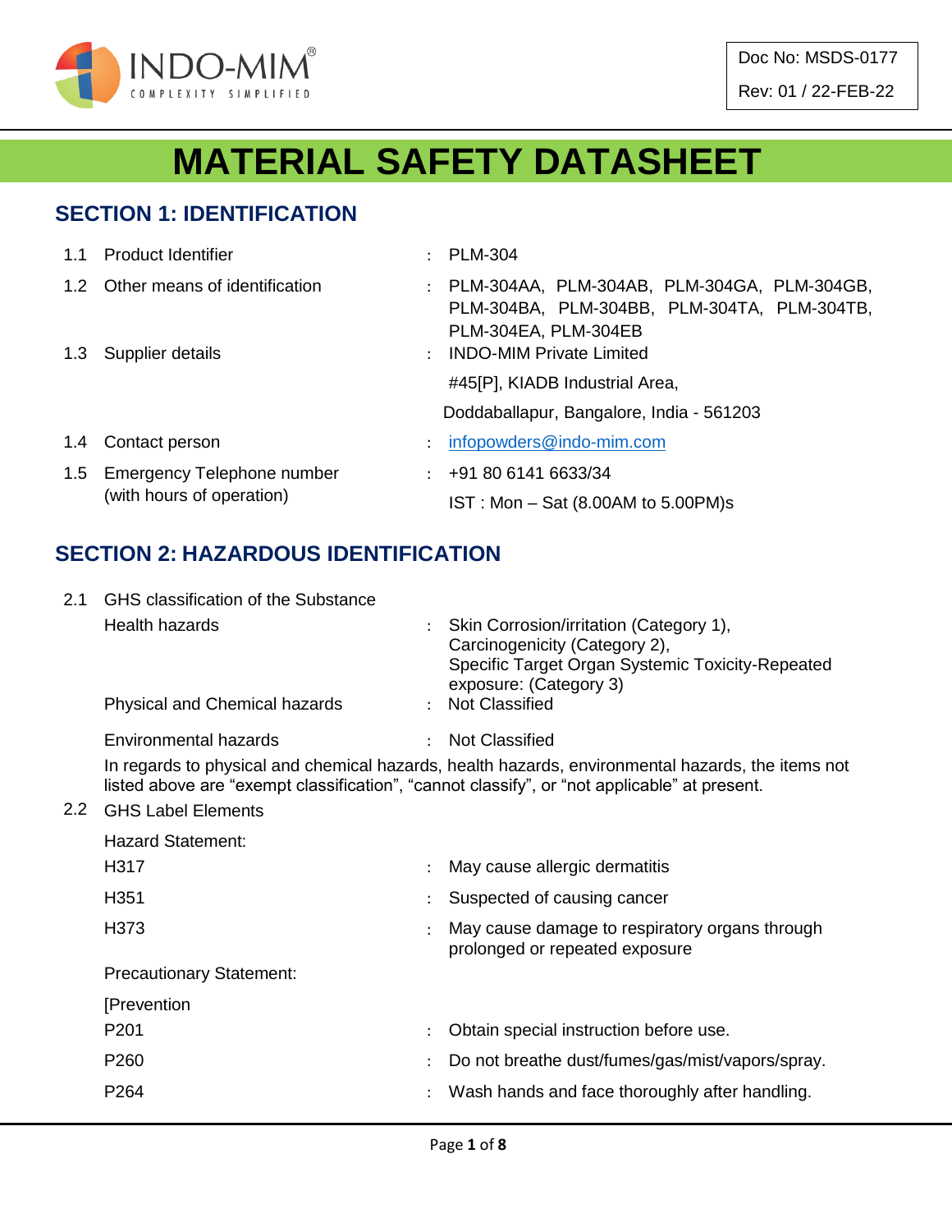INDO-MIM®
COMPLEXITY SIMPLIFIED

Doc No: MSDS-0177

Rev: 01 / 22-FEB-22

# MATERIAL SAFETY DATASHEET

## SECTION 1: IDENTIFICATION

| | | | |
|---|---|---|---|
| 1.1 | Product Identifier | : | PLM-304 |
| 1.2 | Other means of identification | : | PLM-304AA, PLM-304AB, PLM-304GA, PLM-304GB, PLM-304BA, PLM-304BB, PLM-304TA, PLM-304TB, PLM-304EA, PLM-304EB |
| 1.3 | Supplier details | : | INDO-MIM Private Limited<br>#45[P], KIADB Industrial Area,<br>Doddaballapur, Bangalore, India - 561203 |
| 1.4 | Contact person | : | infopowders@indo-mim.com |
| 1.5 | Emergency Telephone number (with hours of operation) | : | +91 80 6141 6633/34<br>IST : Mon – Sat (8.00AM to 5.00PM)s |

## SECTION 2: HAZARDOUS IDENTIFICATION

2.1 GHS classification of the Substance

| | | |
|---|---|---|
| Health hazards | : | Skin Corrosion/irritation (Category 1),<br>Carcinogenicity (Category 2),<br>Specific Target Organ Systemic Toxicity-Repeated exposure: (Category 3) |
| Physical and Chemical hazards | : | Not Classified |
| Environmental hazards | : | Not Classified |

In regards to physical and chemical hazards, health hazards, environmental hazards, the items not listed above are "exempt classification", "cannot classify", or "not applicable" at present.

2.2 GHS Label Elements

Hazard Statement:

| | | |
|---|---|---|
| H317 | : | May cause allergic dermatitis |
| H351 | : | Suspected of causing cancer |
| H373 | : | May cause damage to respiratory organs through prolonged or repeated exposure |

Precautionary Statement:

[Prevention

| | | |
|---|---|---|
| P201 | : | Obtain special instruction before use. |
| P260 | : | Do not breathe dust/fumes/gas/mist/vapors/spray. |
| P264 | : | Wash hands and face thoroughly after handling. |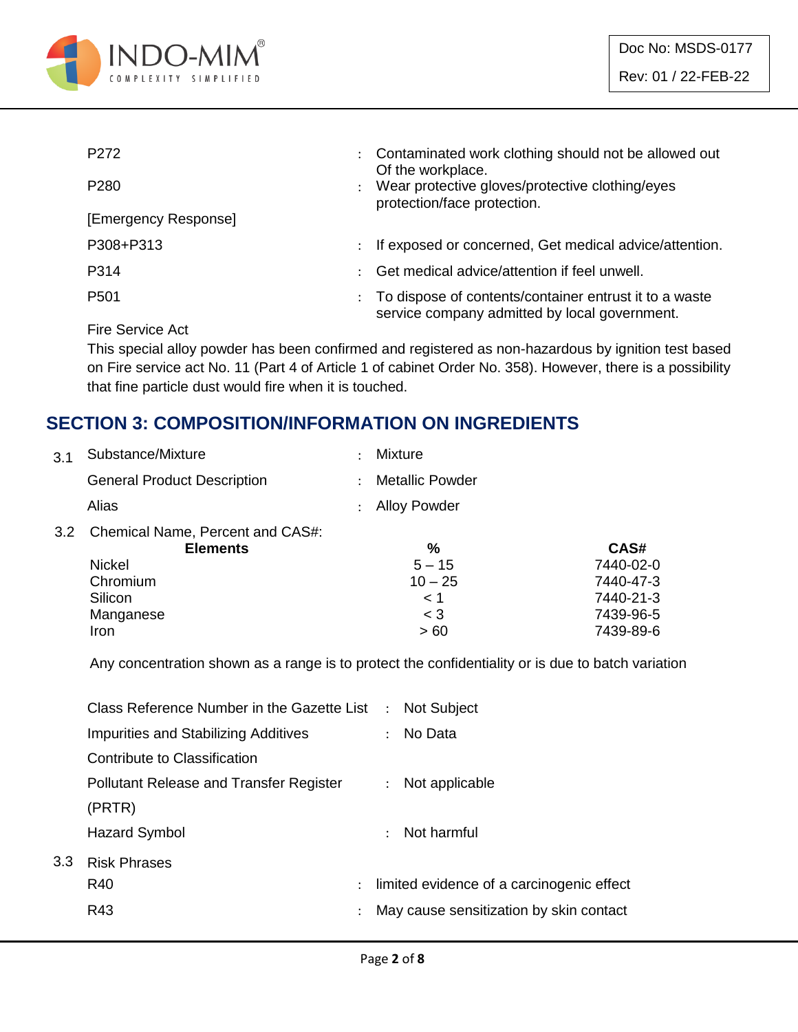P272 : Contaminated work clothing should not be allowed out Of the workplace.

P280 : Wear protective gloves/protective clothing/eyes protection/face protection.

[Emergency Response]

P308+P313 : If exposed or concerned, Get medical advice/attention.

P314 : Get medical advice/attention if feel unwell.

P501 : To dispose of contents/container entrust it to a waste service company admitted by local government.

Fire Service Act

This special alloy powder has been confirmed and registered as non-hazardous by ignition test based on Fire service act No. 11 (Part 4 of Article 1 of cabinet Order No. 358). However, there is a possibility that fine particle dust would fire when it is touched.

## SECTION 3: COMPOSITION/INFORMATION ON INGREDIENTS

3.1 Substance/Mixture : Mixture

General Product Description : Metallic Powder

Alias : Alloy Powder

3.2 Chemical Name, Percent and CAS#:

| Elements | % | CAS# |
|---|---|---|
| Nickel | 5 – 15 | 7440-02-0 |
| Chromium | 10 – 25 | 7440-47-3 |
| Silicon | < 1 | 7440-21-3 |
| Manganese | < 3 | 7439-96-5 |
| Iron | > 60 | 7439-89-6 |

Any concentration shown as a range is to protect the confidentiality or is due to batch variation

Class Reference Number in the Gazette List : Not Subject

Impurities and Stabilizing Additives Contribute to Classification : No Data

Pollutant Release and Transfer Register (PRTR) : Not applicable

Hazard Symbol : Not harmful

3.3 Risk Phrases

R40 : limited evidence of a carcinogenic effect

R43 : May cause sensitization by skin contact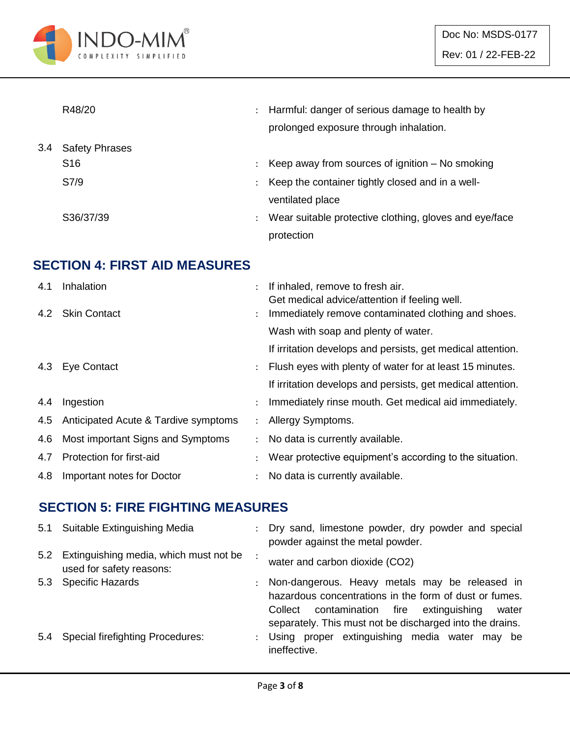| | | | |
|---|---|---|---|
| | R48/20 | : | Harmful: danger of serious damage to health by prolonged exposure through inhalation. |
| 3.4 | Safety Phrases | | |
| | S16 | : | Keep away from sources of ignition – No smoking |
| | S7/9 | : | Keep the container tightly closed and in a well-ventilated place |
| | S36/37/39 | : | Wear suitable protective clothing, gloves and eye/face protection |

## SECTION 4: FIRST AID MEASURES

| | | | |
|---|---|---|---|
| 4.1 | Inhalation | : | If inhaled, remove to fresh air. Get medical advice/attention if feeling well. |
| 4.2 | Skin Contact | : | Immediately remove contaminated clothing and shoes. Wash with soap and plenty of water. If irritation develops and persists, get medical attention. |
| 4.3 | Eye Contact | : | Flush eyes with plenty of water for at least 15 minutes. If irritation develops and persists, get medical attention. |
| 4.4 | Ingestion | : | Immediately rinse mouth. Get medical aid immediately. |
| 4.5 | Anticipated Acute & Tardive symptoms | : | Allergy Symptoms. |
| 4.6 | Most important Signs and Symptoms | : | No data is currently available. |
| 4.7 | Protection for first-aid | : | Wear protective equipment's according to the situation. |
| 4.8 | Important notes for Doctor | : | No data is currently available. |

## SECTION 5: FIRE FIGHTING MEASURES

| | | | |
|---|---|---|---|
| 5.1 | Suitable Extinguishing Media | : | Dry sand, limestone powder, dry powder and special powder against the metal powder. |
| 5.2 | Extinguishing media, which must not be used for safety reasons: | : | water and carbon dioxide ($CO_2$) |
| 5.3 | Specific Hazards | : | Non-dangerous. Heavy metals may be released in hazardous concentrations in the form of dust or fumes. Collect contamination fire extinguishing water separately. This must not be discharged into the drains. |
| 5.4 | Special firefighting Procedures: | : | Using proper extinguishing media water may be ineffective. |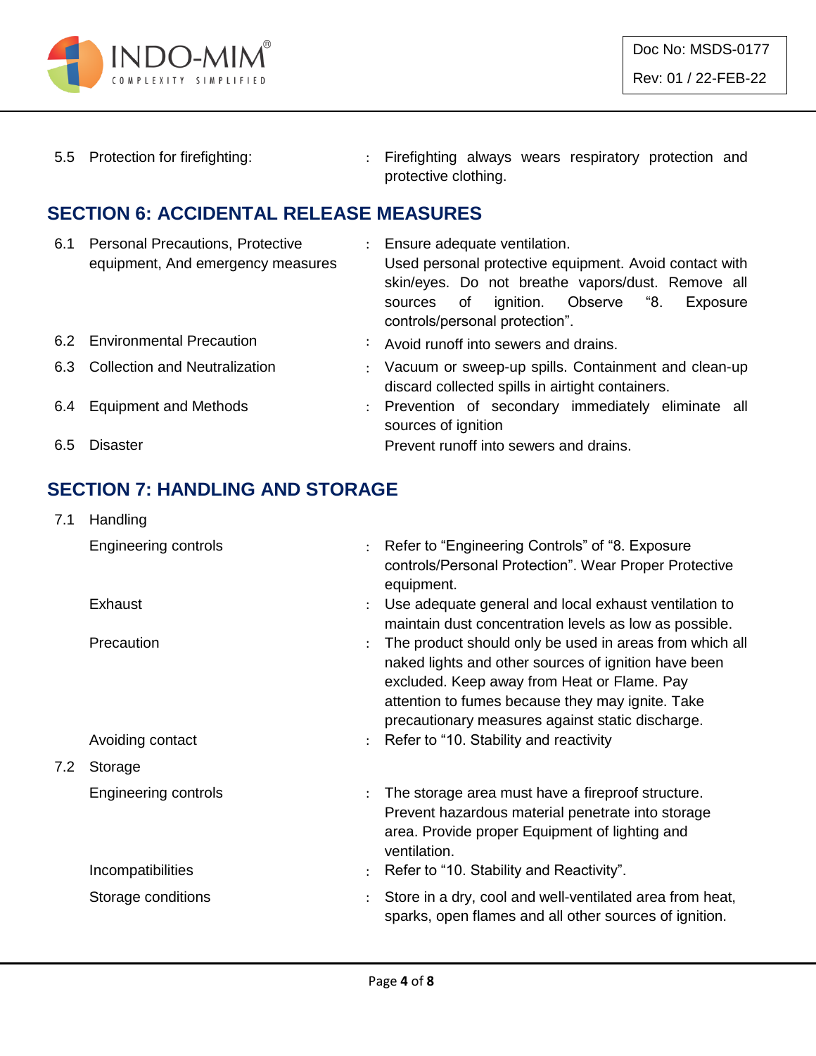| | | | |
|---|---|---|---|
| 5.5 | Protection for firefighting: | : | Firefighting always wears respiratory protection and protective clothing. |

## SECTION 6: ACCIDENTAL RELEASE MEASURES

| | | | |
|---|---|---|---|
| 6.1 | Personal Precautions, Protective equipment, And emergency measures | : | Ensure adequate ventilation. Used personal protective equipment. Avoid contact with skin/eyes. Do not breathe vapors/dust. Remove all sources of ignition. Observe “8. Exposure controls/personal protection”. |
| 6.2 | Environmental Precaution | : | Avoid runoff into sewers and drains. |
| 6.3 | Collection and Neutralization | : | Vacuum or sweep-up spills. Containment and clean-up discard collected spills in airtight containers. |
| 6.4 | Equipment and Methods | : | Prevention of secondary immediately eliminate all sources of ignition |
| 6.5 | Disaster | | Prevent runoff into sewers and drains. |

## SECTION 7: HANDLING AND STORAGE

| | | | |
|---|---|---|---|
| 7.1 | Handling | | |
| | Engineering controls | : | Refer to “Engineering Controls” of “8. Exposure controls/Personal Protection”. Wear Proper Protective equipment. |
| | Exhaust | : | Use adequate general and local exhaust ventilation to maintain dust concentration levels as low as possible. |
| | Precaution | : | The product should only be used in areas from which all naked lights and other sources of ignition have been excluded. Keep away from Heat or Flame. Pay attention to fumes because they may ignite. Take precautionary measures against static discharge. |
| | Avoiding contact | : | Refer to “10. Stability and reactivity |
| 7.2 | Storage | | |
| | Engineering controls | : | The storage area must have a fireproof structure. Prevent hazardous material penetrate into storage area. Provide proper Equipment of lighting and ventilation. |
| | Incompatibilities | : | Refer to “10. Stability and Reactivity”. |
| | Storage conditions | : | Store in a dry, cool and well-ventilated area from heat, sparks, open flames and all other sources of ignition. |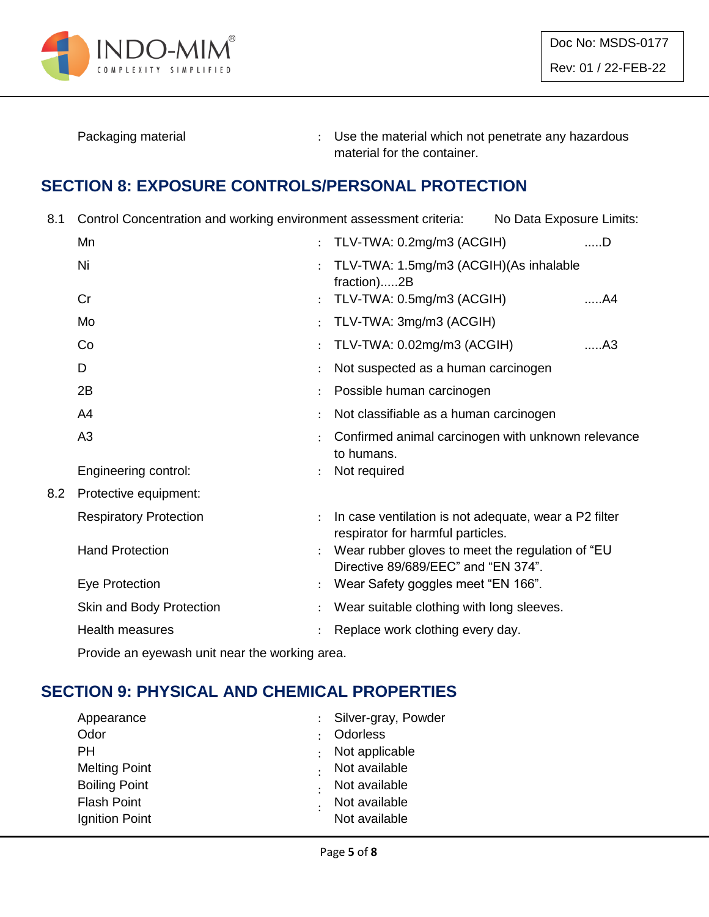| | |
|---|---|
| Packaging material | : Use the material which not penetrate any hazardous material for the container. |

## SECTION 8: EXPOSURE CONTROLS/PERSONAL PROTECTION

8.1 Control Concentration and working environment assessment criteria: No Data Exposure Limits:

| | | |
|---|---|---|
| Mn | : TLV-TWA: 0.2mg/m3 (ACGIH) | .....D |
| Ni | : TLV-TWA: 1.5mg/m3 (ACGIH)(As inhalable fraction).....2B | |
| Cr | : TLV-TWA: 0.5mg/m3 (ACGIH) | .....A4 |
| Mo | : TLV-TWA: 3mg/m3 (ACGIH) | |
| Co | : TLV-TWA: 0.02mg/m3 (ACGIH) | .....A3 |
| D | : Not suspected as a human carcinogen | |
| 2B | : Possible human carcinogen | |
| A4 | : Not classifiable as a human carcinogen | |
| A3 | : Confirmed animal carcinogen with unknown relevance to humans. | |
| Engineering control: | : Not required | |

8.2 Protective equipment:

| | |
|---|---|
| Respiratory Protection | : In case ventilation is not adequate, wear a P2 filter respirator for harmful particles. |
| Hand Protection | : Wear rubber gloves to meet the regulation of "EU Directive 89/689/EEC" and "EN 374". |
| Eye Protection | : Wear Safety goggles meet "EN 166". |
| Skin and Body Protection | : Wear suitable clothing with long sleeves. |
| Health measures | : Replace work clothing every day. |

Provide an eyewash unit near the working area.

## SECTION 9: PHYSICAL AND CHEMICAL PROPERTIES

| | |
|---|---|
| Appearance | : Silver-gray, Powder |
| Odor | : Odorless |
| PH | : Not applicable |
| Melting Point | : Not available |
| Boiling Point | : Not available |
| Flash Point | : Not available |
| Ignition Point | : Not available |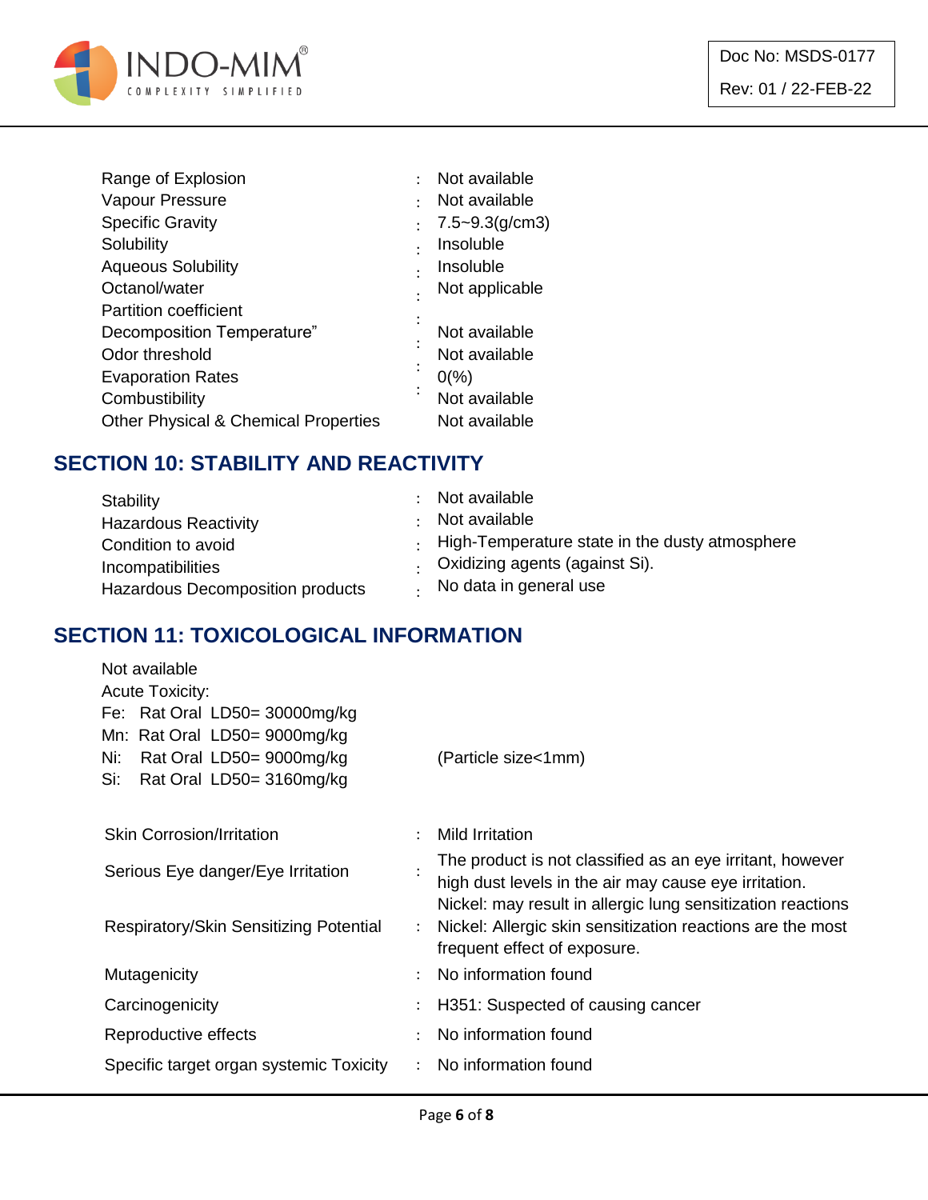| | | |
|---|---|---|
| Range of Explosion | : | Not available |
| Vapour Pressure | : | Not available |
| Specific Gravity | : | 7.5~9.3(g/cm3) |
| Solubility | : | Insoluble |
| Aqueous Solubility | : | Insoluble |
| Octanol/water Partition coefficient | : | Not applicable |
| Decomposition Temperature” | : | Not available |
| Odor threshold | : | Not available |
| Evaporation Rates | : | 0(%) |
| Combustibility | : | Not available |
| Other Physical & Chemical Properties | : | Not available |

## SECTION 10: STABILITY AND REACTIVITY

| | | |
|---|---|---|
| Stability | : | Not available |
| Hazardous Reactivity | : | Not available |
| Condition to avoid | : | High-Temperature state in the dusty atmosphere |
| Incompatibilities | : | Oxidizing agents (against Si). |
| Hazardous Decomposition products | : | No data in general use |

## SECTION 11: TOXICOLOGICAL INFORMATION

Not available

Acute Toxicity:

Fe: Rat Oral LD50= 30000mg/kg

Mn: Rat Oral LD50= 9000mg/kg

Ni: Rat Oral LD50= 9000mg/kg (Particle size<1mm)

Si: Rat Oral LD50= 3160mg/kg

| | | |
|---|---|---|
| Skin Corrosion/Irritation | : | Mild Irritation |
| Serious Eye danger/Eye Irritation | : | The product is not classified as an eye irritant, however high dust levels in the air may cause eye irritation. |
| Respiratory/Skin Sensitizing Potential | : | Nickel: may result in allergic lung sensitization reactions<br>Nickel: Allergic skin sensitization reactions are the most frequent effect of exposure. |
| Mutagenicity | : | No information found |
| Carcinogenicity | : | H351: Suspected of causing cancer |
| Reproductive effects | : | No information found |
| Specific target organ systemic Toxicity | : | No information found |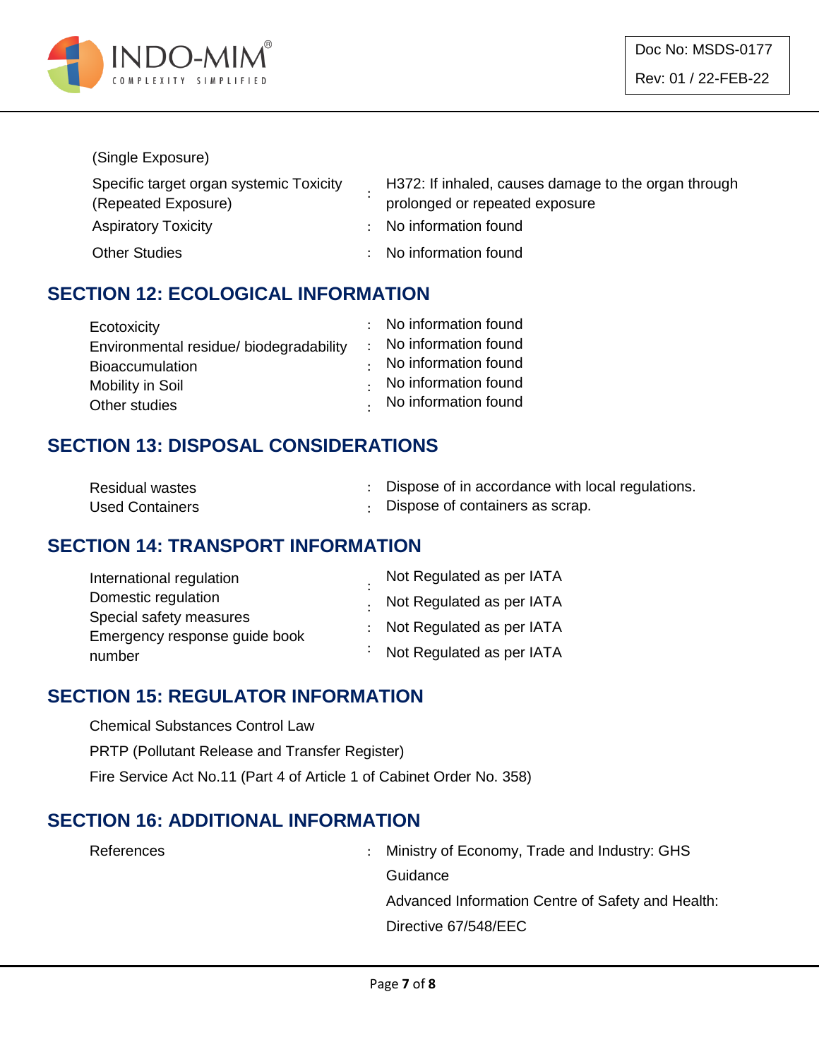(Single Exposure)

| | | |
|---|---|---|
| Specific target organ systemic Toxicity (Repeated Exposure) | : | H372: If inhaled, causes damage to the organ through prolonged or repeated exposure |
| Aspiratory Toxicity | : | No information found |
| Other Studies | : | No information found |

## SECTION 12: ECOLOGICAL INFORMATION

| | | |
|---|---|---|
| Ecotoxicity | : | No information found |
| Environmental residue/ biodegradability | : | No information found |
| Bioaccumulation | : | No information found |
| Mobility in Soil | : | No information found |
| Other studies | : | No information found |

## SECTION 13: DISPOSAL CONSIDERATIONS

| | | |
|---|---|---|
| Residual wastes | : | Dispose of in accordance with local regulations. |
| Used Containers | : | Dispose of containers as scrap. |

## SECTION 14: TRANSPORT INFORMATION

| | | |
|---|---|---|
| International regulation | : | Not Regulated as per IATA |
| Domestic regulation | : | Not Regulated as per IATA |
| Special safety measures | : | Not Regulated as per IATA |
| Emergency response guide book number | : | Not Regulated as per IATA |

## SECTION 15: REGULATOR INFORMATION

Chemical Substances Control Law

PRTP (Pollutant Release and Transfer Register)

Fire Service Act No.11 (Part 4 of Article 1 of Cabinet Order No. 358)

## SECTION 16: ADDITIONAL INFORMATION

| | | |
|---|---|---|
| References | : | Ministry of Economy, Trade and Industry: GHS Guidance<br>Advanced Information Centre of Safety and Health:<br>Directive 67/548/EEC |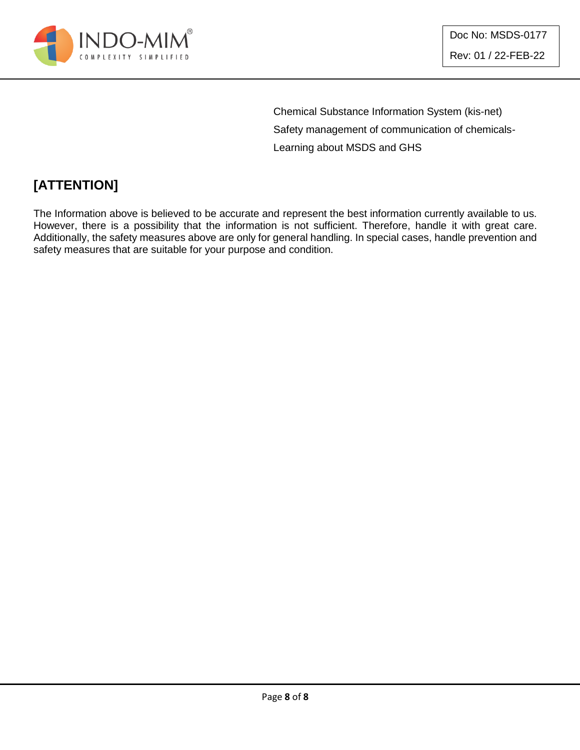Chemical Substance Information System (kis-net)
Safety management of communication of chemicals-
Learning about MSDS and GHS

## [ATTENTION]

The Information above is believed to be accurate and represent the best information currently available to us. However, there is a possibility that the information is not sufficient. Therefore, handle it with great care. Additionally, the safety measures above are only for general handling. In special cases, handle prevention and safety measures that are suitable for your purpose and condition.